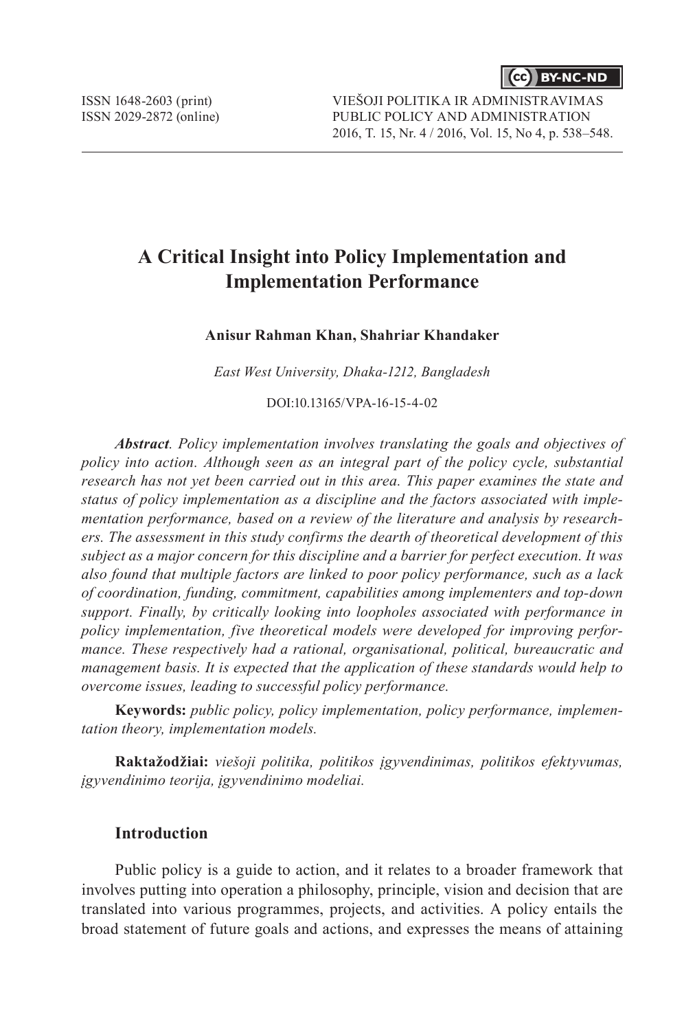# A Critical Insight into Policy Implementation and Implementation Performance

**Anisur Rahman Khan, Shahriar Khandaker**

*East West University, Dhaka-1212, Bangladesh*

DOI:10.13165/VPA-16-15-4-02

***Abstract**. Policy implementation involves translating the goals and objectives of policy into action. Although seen as an integral part of the policy cycle, substantial research has not yet been carried out in this area. This paper examines the state and status of policy implementation as a discipline and the factors associated with implementation performance, based on a review of the literature and analysis by researchers. The assessment in this study confirms the dearth of theoretical development of this subject as a major concern for this discipline and a barrier for perfect execution. It was also found that multiple factors are linked to poor policy performance, such as a lack of coordination, funding, commitment, capabilities among implementers and top-down support. Finally, by critically looking into loopholes associated with performance in policy implementation, five theoretical models were developed for improving performance. These respectively had a rational, organisational, political, bureaucratic and management basis. It is expected that the application of these standards would help to overcome issues, leading to successful policy performance.*

**Keywords:** *public policy, policy implementation, policy performance, implementation theory, implementation models.*

**Raktažodžiai:** *viešoji politika, politikos įgyvendinimas, politikos efektyvumas, įgyvendinimo teorija, įgyvendinimo modeliai.*

## Introduction

Public policy is a guide to action, and it relates to a broader framework that involves putting into operation a philosophy, principle, vision and decision that are translated into various programmes, projects, and activities. A policy entails the broad statement of future goals and actions, and expresses the means of attaining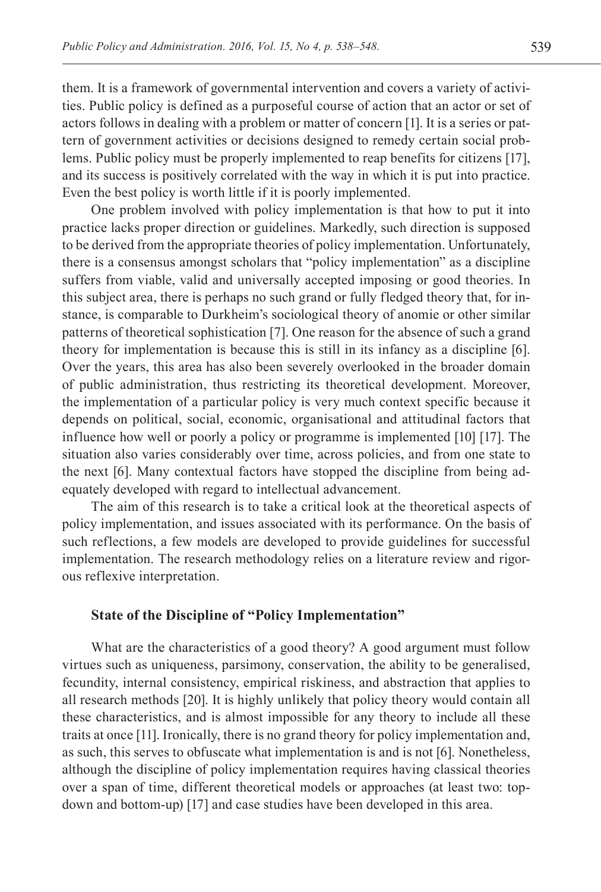them. It is a framework of governmental intervention and covers a variety of activities. Public policy is defined as a purposeful course of action that an actor or set of actors follows in dealing with a problem or matter of concern [1]. It is a series or pattern of government activities or decisions designed to remedy certain social problems. Public policy must be properly implemented to reap benefits for citizens [17], and its success is positively correlated with the way in which it is put into practice. Even the best policy is worth little if it is poorly implemented.

One problem involved with policy implementation is that how to put it into practice lacks proper direction or guidelines. Markedly, such direction is supposed to be derived from the appropriate theories of policy implementation. Unfortunately, there is a consensus amongst scholars that "policy implementation" as a discipline suffers from viable, valid and universally accepted imposing or good theories. In this subject area, there is perhaps no such grand or fully fledged theory that, for instance, is comparable to Durkheim's sociological theory of anomie or other similar patterns of theoretical sophistication [7]. One reason for the absence of such a grand theory for implementation is because this is still in its infancy as a discipline [6]. Over the years, this area has also been severely overlooked in the broader domain of public administration, thus restricting its theoretical development. Moreover, the implementation of a particular policy is very much context specific because it depends on political, social, economic, organisational and attitudinal factors that influence how well or poorly a policy or programme is implemented [10] [17]. The situation also varies considerably over time, across policies, and from one state to the next [6]. Many contextual factors have stopped the discipline from being adequately developed with regard to intellectual advancement.

The aim of this research is to take a critical look at the theoretical aspects of policy implementation, and issues associated with its performance. On the basis of such reflections, a few models are developed to provide guidelines for successful implementation. The research methodology relies on a literature review and rigorous reflexive interpretation.

## State of the Discipline of "Policy Implementation"

What are the characteristics of a good theory? A good argument must follow virtues such as uniqueness, parsimony, conservation, the ability to be generalised, fecundity, internal consistency, empirical riskiness, and abstraction that applies to all research methods [20]. It is highly unlikely that policy theory would contain all these characteristics, and is almost impossible for any theory to include all these traits at once [11]. Ironically, there is no grand theory for policy implementation and, as such, this serves to obfuscate what implementation is and is not [6]. Nonetheless, although the discipline of policy implementation requires having classical theories over a span of time, different theoretical models or approaches (at least two: top-down and bottom-up) [17] and case studies have been developed in this area.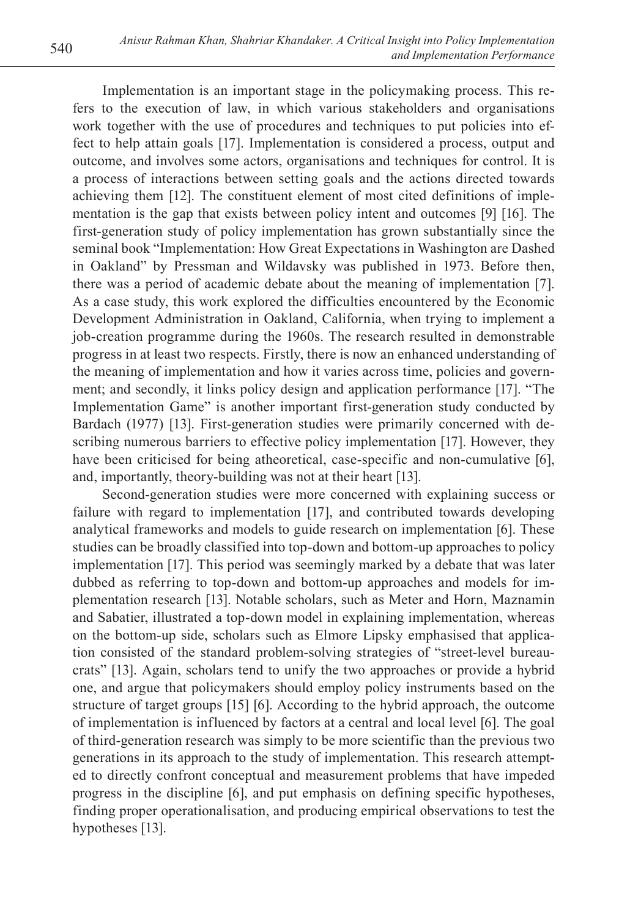Implementation is an important stage in the policymaking process. This refers to the execution of law, in which various stakeholders and organisations work together with the use of procedures and techniques to put policies into effect to help attain goals [17]. Implementation is considered a process, output and outcome, and involves some actors, organisations and techniques for control. It is a process of interactions between setting goals and the actions directed towards achieving them [12]. The constituent element of most cited definitions of implementation is the gap that exists between policy intent and outcomes [9] [16]. The first-generation study of policy implementation has grown substantially since the seminal book "Implementation: How Great Expectations in Washington are Dashed in Oakland" by Pressman and Wildavsky was published in 1973. Before then, there was a period of academic debate about the meaning of implementation [7]. As a case study, this work explored the difficulties encountered by the Economic Development Administration in Oakland, California, when trying to implement a job-creation programme during the 1960s. The research resulted in demonstrable progress in at least two respects. Firstly, there is now an enhanced understanding of the meaning of implementation and how it varies across time, policies and government; and secondly, it links policy design and application performance [17]. "The Implementation Game" is another important first-generation study conducted by Bardach (1977) [13]. First-generation studies were primarily concerned with describing numerous barriers to effective policy implementation [17]. However, they have been criticised for being atheoretical, case-specific and non-cumulative [6], and, importantly, theory-building was not at their heart [13].

Second-generation studies were more concerned with explaining success or failure with regard to implementation [17], and contributed towards developing analytical frameworks and models to guide research on implementation [6]. These studies can be broadly classified into top-down and bottom-up approaches to policy implementation [17]. This period was seemingly marked by a debate that was later dubbed as referring to top-down and bottom-up approaches and models for implementation research [13]. Notable scholars, such as Meter and Horn, Maznamin and Sabatier, illustrated a top-down model in explaining implementation, whereas on the bottom-up side, scholars such as Elmore Lipsky emphasised that application consisted of the standard problem-solving strategies of "street-level bureaucrats" [13]. Again, scholars tend to unify the two approaches or provide a hybrid one, and argue that policymakers should employ policy instruments based on the structure of target groups [15] [6]. According to the hybrid approach, the outcome of implementation is influenced by factors at a central and local level [6]. The goal of third-generation research was simply to be more scientific than the previous two generations in its approach to the study of implementation. This research attempted to directly confront conceptual and measurement problems that have impeded progress in the discipline [6], and put emphasis on defining specific hypotheses, finding proper operationalisation, and producing empirical observations to test the hypotheses [13].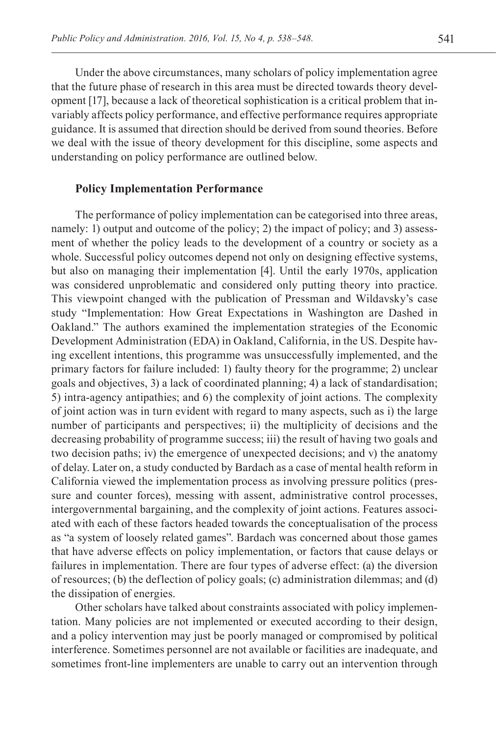Under the above circumstances, many scholars of policy implementation agree that the future phase of research in this area must be directed towards theory development [17], because a lack of theoretical sophistication is a critical problem that invariably affects policy performance, and effective performance requires appropriate guidance. It is assumed that direction should be derived from sound theories. Before we deal with the issue of theory development for this discipline, some aspects and understanding on policy performance are outlined below.

## Policy Implementation Performance

The performance of policy implementation can be categorised into three areas, namely: 1) output and outcome of the policy; 2) the impact of policy; and 3) assessment of whether the policy leads to the development of a country or society as a whole. Successful policy outcomes depend not only on designing effective systems, but also on managing their implementation [4]. Until the early 1970s, application was considered unproblematic and considered only putting theory into practice. This viewpoint changed with the publication of Pressman and Wildavsky's case study "Implementation: How Great Expectations in Washington are Dashed in Oakland." The authors examined the implementation strategies of the Economic Development Administration (EDA) in Oakland, California, in the US. Despite having excellent intentions, this programme was unsuccessfully implemented, and the primary factors for failure included: 1) faulty theory for the programme; 2) unclear goals and objectives, 3) a lack of coordinated planning; 4) a lack of standardisation; 5) intra-agency antipathies; and 6) the complexity of joint actions. The complexity of joint action was in turn evident with regard to many aspects, such as i) the large number of participants and perspectives; ii) the multiplicity of decisions and the decreasing probability of programme success; iii) the result of having two goals and two decision paths; iv) the emergence of unexpected decisions; and v) the anatomy of delay. Later on, a study conducted by Bardach as a case of mental health reform in California viewed the implementation process as involving pressure politics (pressure and counter forces), messing with assent, administrative control processes, intergovernmental bargaining, and the complexity of joint actions. Features associated with each of these factors headed towards the conceptualisation of the process as "a system of loosely related games". Bardach was concerned about those games that have adverse effects on policy implementation, or factors that cause delays or failures in implementation. There are four types of adverse effect: (a) the diversion of resources; (b) the deflection of policy goals; (c) administration dilemmas; and (d) the dissipation of energies.

Other scholars have talked about constraints associated with policy implementation. Many policies are not implemented or executed according to their design, and a policy intervention may just be poorly managed or compromised by political interference. Sometimes personnel are not available or facilities are inadequate, and sometimes front-line implementers are unable to carry out an intervention through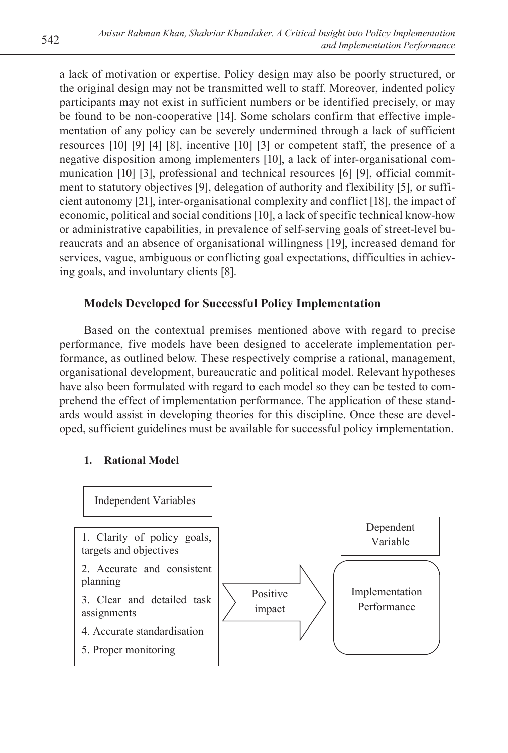a lack of motivation or expertise. Policy design may also be poorly structured, or the original design may not be transmitted well to staff. Moreover, indented policy participants may not exist in sufficient numbers or be identified precisely, or may be found to be non-cooperative [14]. Some scholars confirm that effective implementation of any policy can be severely undermined through a lack of sufficient resources [10] [9] [4] [8], incentive [10] [3] or competent staff, the presence of a negative disposition among implementers [10], a lack of inter-organisational communication [10] [3], professional and technical resources [6] [9], official commitment to statutory objectives [9], delegation of authority and flexibility [5], or sufficient autonomy [21], inter-organisational complexity and conflict [18], the impact of economic, political and social conditions [10], a lack of specific technical know-how or administrative capabilities, in prevalence of self-serving goals of street-level bureaucrats and an absence of organisational willingness [19], increased demand for services, vague, ambiguous or conflicting goal expectations, difficulties in achieving goals, and involuntary clients [8].

## Models Developed for Successful Policy Implementation

Based on the contextual premises mentioned above with regard to precise performance, five models have been designed to accelerate implementation performance, as outlined below. These respectively comprise a rational, management, organisational development, bureaucratic and political model. Relevant hypotheses have also been formulated with regard to each model so they can be tested to comprehend the effect of implementation performance. The application of these standards would assist in developing theories for this discipline. Once these are developed, sufficient guidelines must be available for successful policy implementation.

### 1. Rational Model

Independent Variables

1. Clarity of policy goals, targets and objectives
2. Accurate and consistent planning
3. Clear and detailed task assignments
4. Accurate standardisation
5. Proper monitoring

Positive impact

Dependent Variable

Implementation Performance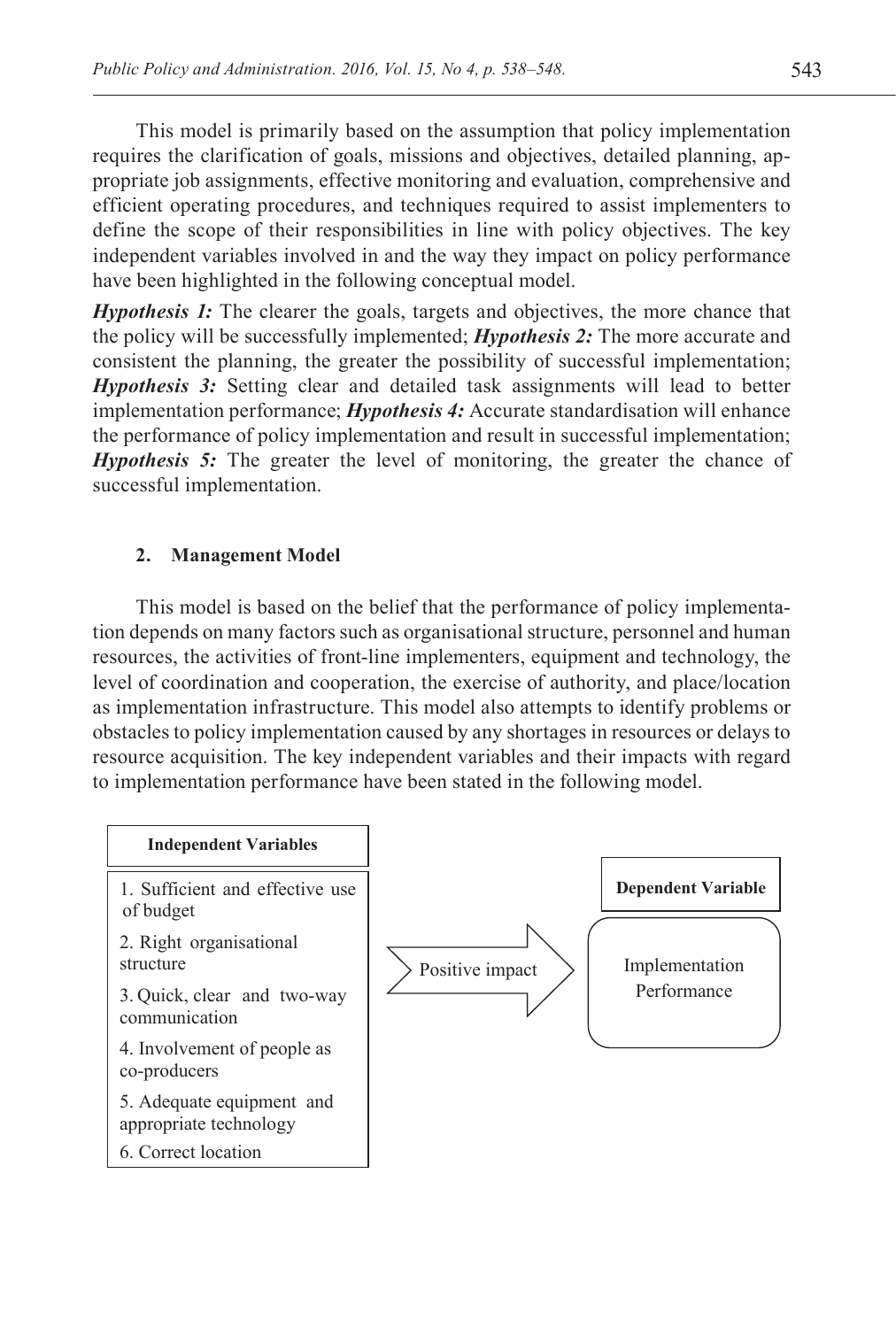This model is primarily based on the assumption that policy implementation requires the clarification of goals, missions and objectives, detailed planning, appropriate job assignments, effective monitoring and evaluation, comprehensive and efficient operating procedures, and techniques required to assist implementers to define the scope of their responsibilities in line with policy objectives. The key independent variables involved in and the way they impact on policy performance have been highlighted in the following conceptual model.

***Hypothesis 1:*** The clearer the goals, targets and objectives, the more chance that the policy will be successfully implemented; ***Hypothesis 2:*** The more accurate and consistent the planning, the greater the possibility of successful implementation; ***Hypothesis 3:*** Setting clear and detailed task assignments will lead to better implementation performance; ***Hypothesis 4:*** Accurate standardisation will enhance the performance of policy implementation and result in successful implementation; ***Hypothesis 5:*** The greater the level of monitoring, the greater the chance of successful implementation.

## 2. Management Model

This model is based on the belief that the performance of policy implementation depends on many factors such as organisational structure, personnel and human resources, the activities of front-line implementers, equipment and technology, the level of coordination and cooperation, the exercise of authority, and place/location as implementation infrastructure. This model also attempts to identify problems or obstacles to policy implementation caused by any shortages in resources or delays to resource acquisition. The key independent variables and their impacts with regard to implementation performance have been stated in the following model.

**Independent Variables**

1. Sufficient and effective use of budget
2. Right organisational structure
3. Quick, clear and two-way communication
4. Involvement of people as co-producers
5. Adequate equipment and appropriate technology
6. Correct location

Positive impact →

**Dependent Variable**

Implementation Performance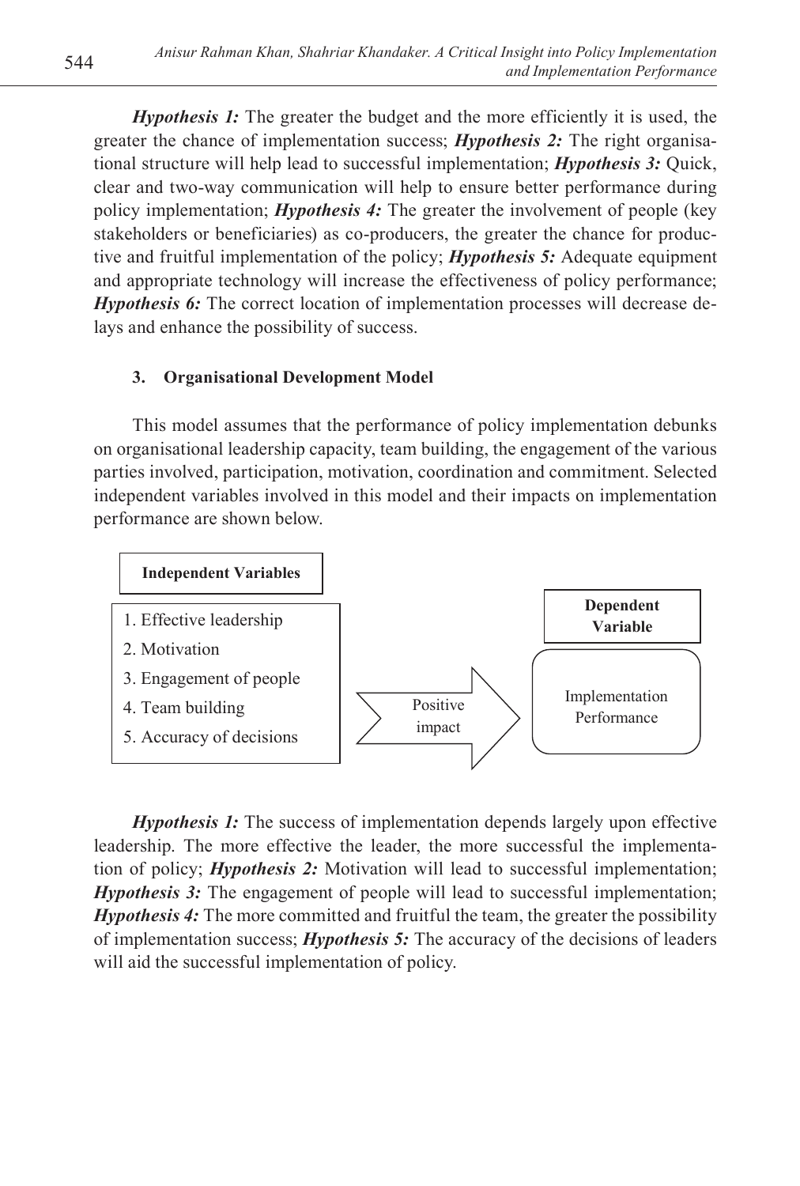***Hypothesis 1:*** The greater the budget and the more efficiently it is used, the greater the chance of implementation success; ***Hypothesis 2:*** The right organisational structure will help lead to successful implementation; ***Hypothesis 3:*** Quick, clear and two-way communication will help to ensure better performance during policy implementation; ***Hypothesis 4:*** The greater the involvement of people (key stakeholders or beneficiaries) as co-producers, the greater the chance for productive and fruitful implementation of the policy; ***Hypothesis 5:*** Adequate equipment and appropriate technology will increase the effectiveness of policy performance; ***Hypothesis 6:*** The correct location of implementation processes will decrease delays and enhance the possibility of success.

### 3. Organisational Development Model

This model assumes that the performance of policy implementation debunks on organisational leadership capacity, team building, the engagement of the various parties involved, participation, motivation, coordination and commitment. Selected independent variables involved in this model and their impacts on implementation performance are shown below.

**Independent Variables**

1. Effective leadership
2. Motivation
3. Engagement of people
4. Team building
5. Accuracy of decisions

Positive impact →

**Dependent Variable**

Implementation Performance

***Hypothesis 1:*** The success of implementation depends largely upon effective leadership. The more effective the leader, the more successful the implementation of policy; ***Hypothesis 2:*** Motivation will lead to successful implementation; ***Hypothesis 3:*** The engagement of people will lead to successful implementation; ***Hypothesis 4:*** The more committed and fruitful the team, the greater the possibility of implementation success; ***Hypothesis 5:*** The accuracy of the decisions of leaders will aid the successful implementation of policy.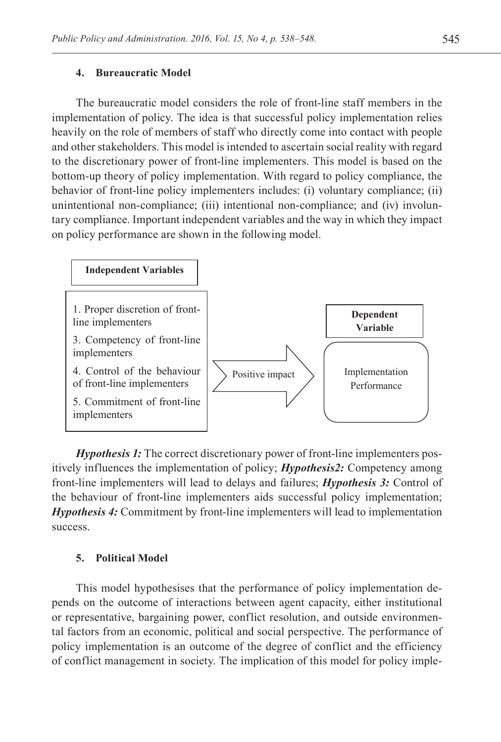### 4. Bureaucratic Model

The bureaucratic model considers the role of front-line staff members in the implementation of policy. The idea is that successful policy implementation relies heavily on the role of members of staff who directly come into contact with people and other stakeholders. This model is intended to ascertain social reality with regard to the discretionary power of front-line implementers. This model is based on the bottom-up theory of policy implementation. With regard to policy compliance, the behavior of front-line policy implementers includes: (i) voluntary compliance; (ii) unintentional non-compliance; (iii) intentional non-compliance; and (iv) involuntary compliance. Important independent variables and the way in which they impact on policy performance are shown in the following model.

**Independent Variables**

1. Proper discretion of front-line implementers
3. Competency of front-line implementers
4. Control of the behaviour of front-line implementers
5. Commitment of front-line implementers

Positive impact →

**Dependent Variable**

Implementation Performance

***Hypothesis 1:*** The correct discretionary power of front-line implementers positively influences the implementation of policy; ***Hypothesis2:*** Competency among front-line implementers will lead to delays and failures; ***Hypothesis 3:*** Control of the behaviour of front-line implementers aids successful policy implementation; ***Hypothesis 4:*** Commitment by front-line implementers will lead to implementation success.

### 5. Political Model

This model hypothesises that the performance of policy implementation depends on the outcome of interactions between agent capacity, either institutional or representative, bargaining power, conflict resolution, and outside environmental factors from an economic, political and social perspective. The performance of policy implementation is an outcome of the degree of conflict and the efficiency of conflict management in society. The implication of this model for policy imple-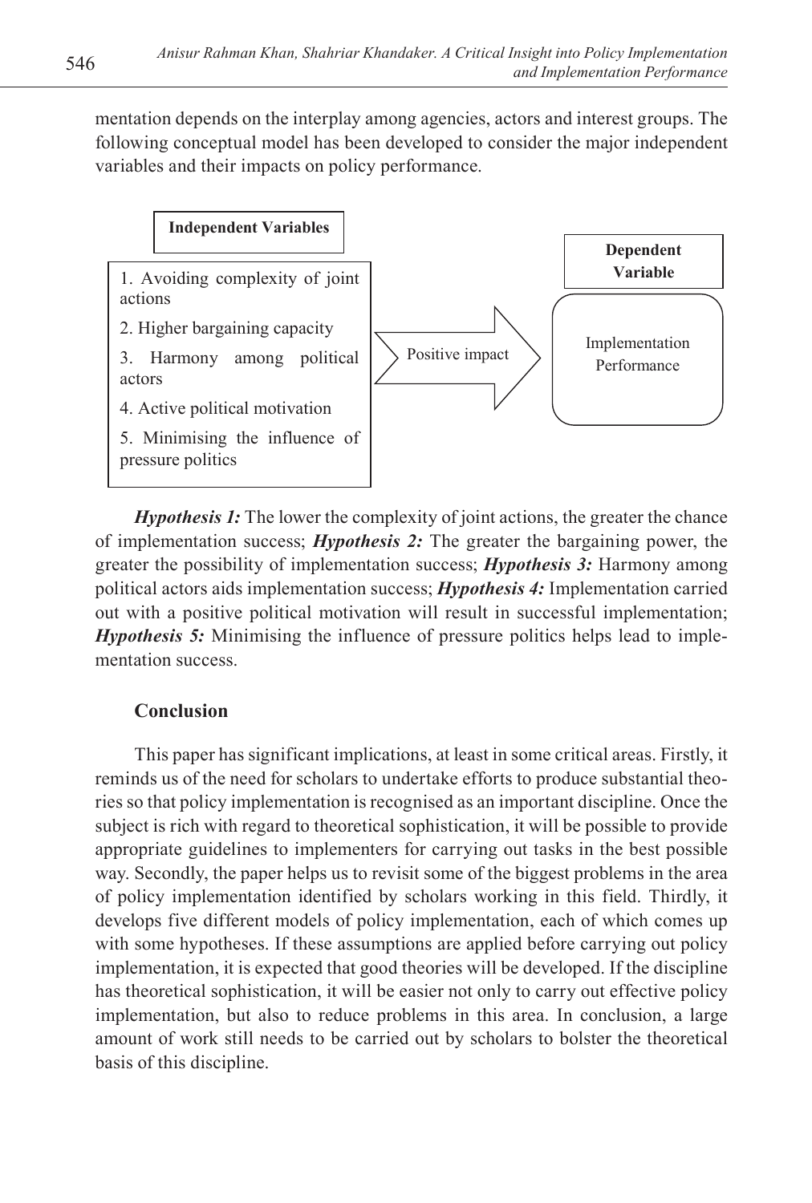mentation depends on the interplay among agencies, actors and interest groups. The following conceptual model has been developed to consider the major independent variables and their impacts on policy performance.

| Independent Variables | | Dependent Variable |
| --- | --- | --- |
| 1. Avoiding complexity of joint actions<br>2. Higher bargaining capacity<br>3. Harmony among political actors<br>4. Active political motivation<br>5. Minimising the influence of pressure politics | Positive impact → | Implementation Performance |

***Hypothesis 1:*** The lower the complexity of joint actions, the greater the chance of implementation success; ***Hypothesis 2:*** The greater the bargaining power, the greater the possibility of implementation success; ***Hypothesis 3:*** Harmony among political actors aids implementation success; ***Hypothesis 4:*** Implementation carried out with a positive political motivation will result in successful implementation; ***Hypothesis 5:*** Minimising the influence of pressure politics helps lead to implementation success.

## Conclusion

This paper has significant implications, at least in some critical areas. Firstly, it reminds us of the need for scholars to undertake efforts to produce substantial theories so that policy implementation is recognised as an important discipline. Once the subject is rich with regard to theoretical sophistication, it will be possible to provide appropriate guidelines to implementers for carrying out tasks in the best possible way. Secondly, the paper helps us to revisit some of the biggest problems in the area of policy implementation identified by scholars working in this field. Thirdly, it develops five different models of policy implementation, each of which comes up with some hypotheses. If these assumptions are applied before carrying out policy implementation, it is expected that good theories will be developed. If the discipline has theoretical sophistication, it will be easier not only to carry out effective policy implementation, but also to reduce problems in this area. In conclusion, a large amount of work still needs to be carried out by scholars to bolster the theoretical basis of this discipline.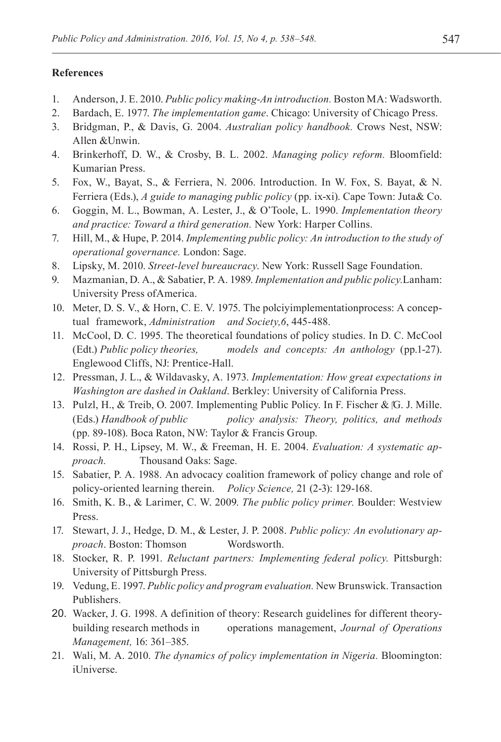**References**

1. Anderson, J. E. 2010. *Public policy making-An introduction.* Boston MA: Wadsworth.
2. Bardach, E. 1977. *The implementation game*. Chicago: University of Chicago Press.
3. Bridgman, P., & Davis, G. 2004. *Australian policy handbook.* Crows Nest, NSW: Allen &Unwin.
4. Brinkerhoff, D. W., & Crosby, B. L. 2002. *Managing policy reform.* Bloomfield: Kumarian Press.
5. Fox, W., Bayat, S., & Ferriera, N. 2006. Introduction. In W. Fox, S. Bayat, & N. Ferriera (Eds.), *A guide to managing public policy* (pp. ix-xi). Cape Town: Juta& Co.
6. Goggin, M. L., Bowman, A. Lester, J., & O'Toole, L. 1990. *Implementation theory and practice: Toward a third generation.* New York: Harper Collins.
7. Hill, M., & Hupe, P. 2014. *Implementing public policy: An introduction to the study of operational governance.* London: Sage.
8. Lipsky, M. 2010. *Street-level bureaucracy*. New York: Russell Sage Foundation.
9. Mazmanian, D. A., & Sabatier, P. A. 1989. *Implementation and public policy.*Lanham: University Press ofAmerica.
10. Meter, D. S. V., & Horn, C. E. V. 1975. The polciyimplementationprocess: A conceptual framework, *Administration and Society,6*, 445-488.
11. McCool, D. C. 1995. The theoretical foundations of policy studies. In D. C. McCool (Edt.) *Public policy theories, models and concepts: An anthology* (pp.1-27). Englewood Cliffs, NJ: Prentice-Hall.
12. Pressman, J. L., & Wildavasky, A. 1973. *Implementation: How great expectations in Washington are dashed in Oakland*. Berkley: University of California Press.
13. Pulzl, H., & Treib, O. 2007. Implementing Public Policy. In F. Fischer & G. J. Mille. (Eds.) *Handbook of public policy analysis: Theory, politics, and methods* (pp. 89-108). Boca Raton, NW: Taylor & Francis Group.
14. Rossi, P. H., Lipsey, M. W., & Freeman, H. E. 2004. *Evaluation: A systematic approach.* Thousand Oaks: Sage.
15. Sabatier, P. A. 1988. An advocacy coalition framework of policy change and role of policy-oriented learning therein. *Policy Science,* 21 (2-3): 129-168.
16. Smith, K. B., & Larimer, C. W. 2009. *The public policy primer.* Boulder: Westview Press.
17. Stewart, J. J., Hedge, D. M., & Lester, J. P. 2008. *Public policy: An evolutionary approach*. Boston: Thomson Wordsworth.
18. Stocker, R. P. 1991. *Reluctant partners: Implementing federal policy.* Pittsburgh: University of Pittsburgh Press.
19. Vedung, E. 1997. *Public policy and program evaluation.* New Brunswick. Transaction Publishers.
20. Wacker, J. G. 1998. A definition of theory: Research guidelines for different theory-building research methods in operations management, *Journal of Operations Management,* 16: 361–385.
21. Wali, M. A. 2010. *The dynamics of policy implementation in Nigeria.* Bloomington: iUniverse.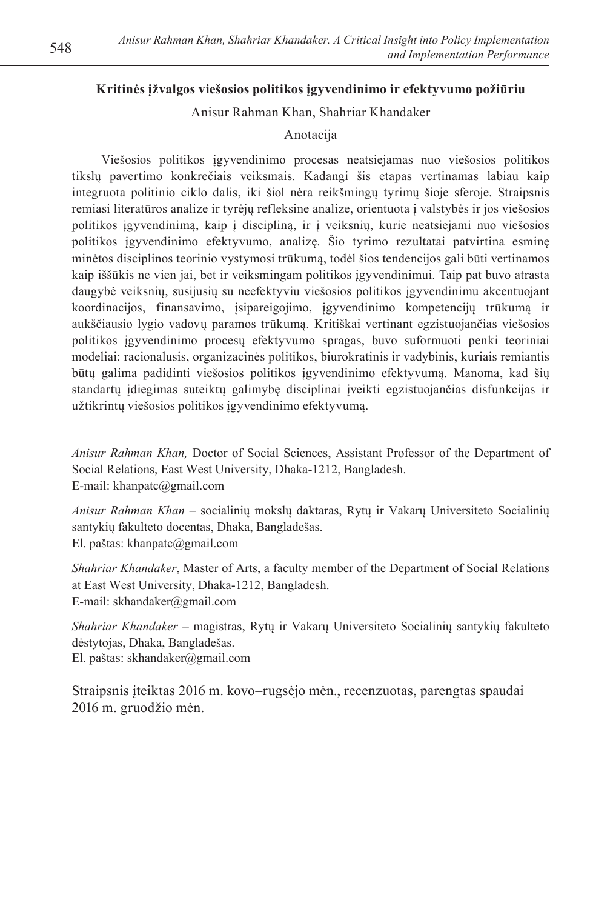**Kritinės įžvalgos viešosios politikos įgyvendinimo ir efektyvumo požiūriu**

Anisur Rahman Khan, Shahriar Khandaker

Anotacija

Viešosios politikos įgyvendinimo procesas neatsiejamas nuo viešosios politikos tikslų pavertimo konkrečiais veiksmais. Kadangi šis etapas vertinamas labiau kaip integruota politinio ciklo dalis, iki šiol nėra reikšmingų tyrimų šioje sferoje. Straipsnis remiasi literatūros analize ir tyrėjų refleksine analize, orientuota į valstybės ir jos viešosios politikos įgyvendinimą, kaip į discipliną, ir į veiksnių, kurie neatsiejami nuo viešosios politikos įgyvendinimo efektyvumo, analizę. Šio tyrimo rezultatai patvirtina esminę minėtos disciplinos teorinio vystymosi trūkumą, todėl šios tendencijos gali būti vertinamos kaip iššūkis ne vien jai, bet ir veiksmingam politikos įgyvendinimui. Taip pat buvo atrasta daugybė veiksnių, susijusių su neefektyviu viešosios politikos įgyvendinimu akcentuojant koordinacijos, finansavimo, įsipareigojimo, įgyvendinimo kompetencijų trūkumą ir aukščiausio lygio vadovų paramos trūkumą. Kritiškai vertinant egzistuojančias viešosios politikos įgyvendinimo procesų efektyvumo spragas, buvo suformuoti penki teoriniai modeliai: racionalusis, organizacinės politikos, biurokratinis ir vadybinis, kuriais remiantis būtų galima padidinti viešosios politikos įgyvendinimo efektyvumą. Manoma, kad šių standartų įdiegimas suteiktų galimybę disciplinai įveikti egzistuojančias disfunkcijas ir užtikrintų viešosios politikos įgyvendinimo efektyvumą.

*Anisur Rahman Khan,* Doctor of Social Sciences, Assistant Professor of the Department of Social Relations, East West University, Dhaka-1212, Bangladesh.
E-mail: khanpatc@gmail.com

*Anisur Rahman Khan* – socialinių mokslų daktaras, Rytų ir Vakarų Universiteto Socialinių santykių fakulteto docentas, Dhaka, Bangladešas.
El. paštas: khanpatc@gmail.com

*Shahriar Khandaker*, Master of Arts, a faculty member of the Department of Social Relations at East West University, Dhaka-1212, Bangladesh.
E-mail: skhandaker@gmail.com

*Shahriar Khandaker* – magistras, Rytų ir Vakarų Universiteto Socialinių santykių fakulteto dėstytojas, Dhaka, Bangladešas.
El. paštas: skhandaker@gmail.com

Straipsnis įteiktas 2016 m. kovo–rugsėjo mėn., recenzuotas, parengtas spaudai 2016 m. gruodžio mėn.